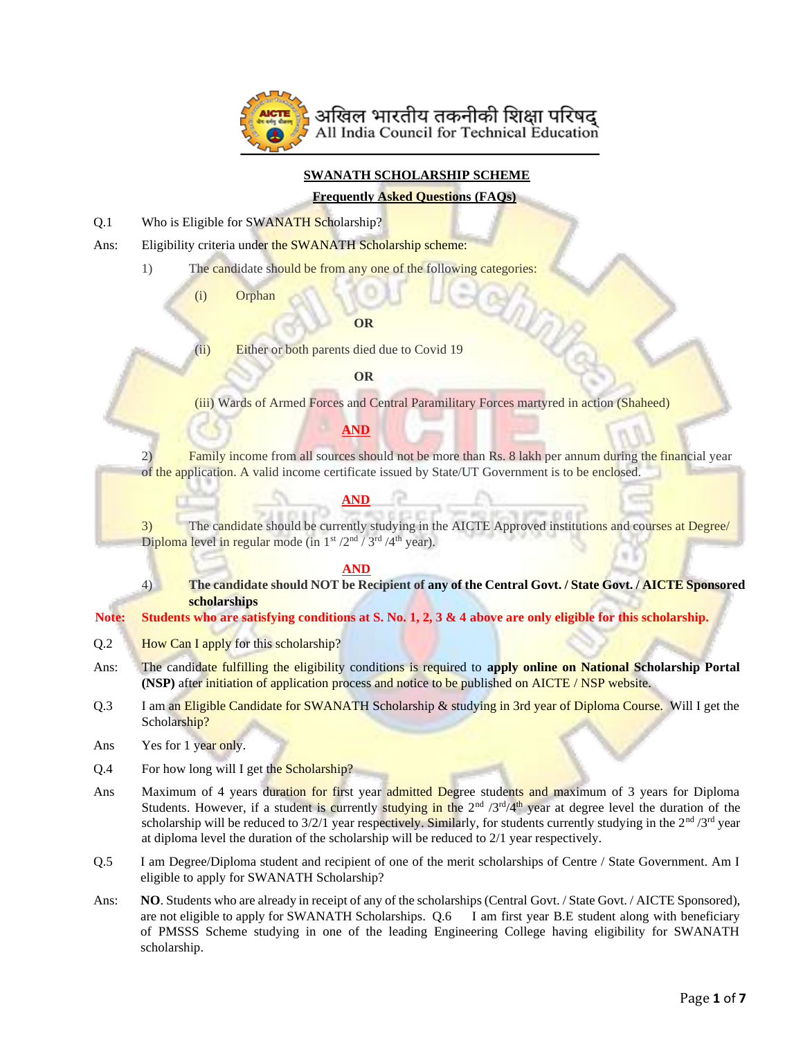अखिल भारतीय तकनीकी शिक्षा परिषद्
All India Council for Technical Education

## SWANATH SCHOLARSHIP SCHEME

### Frequently Asked Questions (FAQs)

Q.1 Who is Eligible for SWANATH Scholarship?

Ans: Eligibility criteria under the SWANATH Scholarship scheme:

1) The candidate should be from any one of the following categories:

   (i) Orphan

   **OR**

   (ii) Either or both parents died due to Covid 19

   **OR**

   (iii) Wards of Armed Forces and Central Paramilitary Forces martyred in action (Shaheed)

**AND**

2) Family income from all sources should not be more than Rs. 8 lakh per annum during the financial year of the application. A valid income certificate issued by State/UT Government is to be enclosed.

**AND**

3) The candidate should be currently studying in the AICTE Approved institutions and courses at Degree/ Diploma level in regular mode (in 1st /2nd / 3rd /4th year).

**AND**

4) **The candidate should NOT be Recipient of any of the Central Govt. / State Govt. / AICTE Sponsored scholarships**

**Note: Students who are satisfying conditions at S. No. 1, 2, 3 & 4 above are only eligible for this scholarship.**

Q.2 How Can I apply for this scholarship?

Ans: The candidate fulfilling the eligibility conditions is required to **apply online on National Scholarship Portal (NSP)** after initiation of application process and notice to be published on AICTE / NSP website.

Q.3 I am an Eligible Candidate for SWANATH Scholarship & studying in 3rd year of Diploma Course. Will I get the Scholarship?

Ans Yes for 1 year only.

Q.4 For how long will I get the Scholarship?

Ans Maximum of 4 years duration for first year admitted Degree students and maximum of 3 years for Diploma Students. However, if a student is currently studying in the 2nd /3rd/4th year at degree level the duration of the scholarship will be reduced to 3/2/1 year respectively. Similarly, for students currently studying in the 2nd /3rd year at diploma level the duration of the scholarship will be reduced to 2/1 year respectively.

Q.5 I am Degree/Diploma student and recipient of one of the merit scholarships of Centre / State Government. Am I eligible to apply for SWANATH Scholarship?

Ans: **NO**. Students who are already in receipt of any of the scholarships (Central Govt. / State Govt. / AICTE Sponsored), are not eligible to apply for SWANATH Scholarships. Q.6 I am first year B.E student along with beneficiary of PMSSS Scheme studying in one of the leading Engineering College having eligibility for SWANATH scholarship.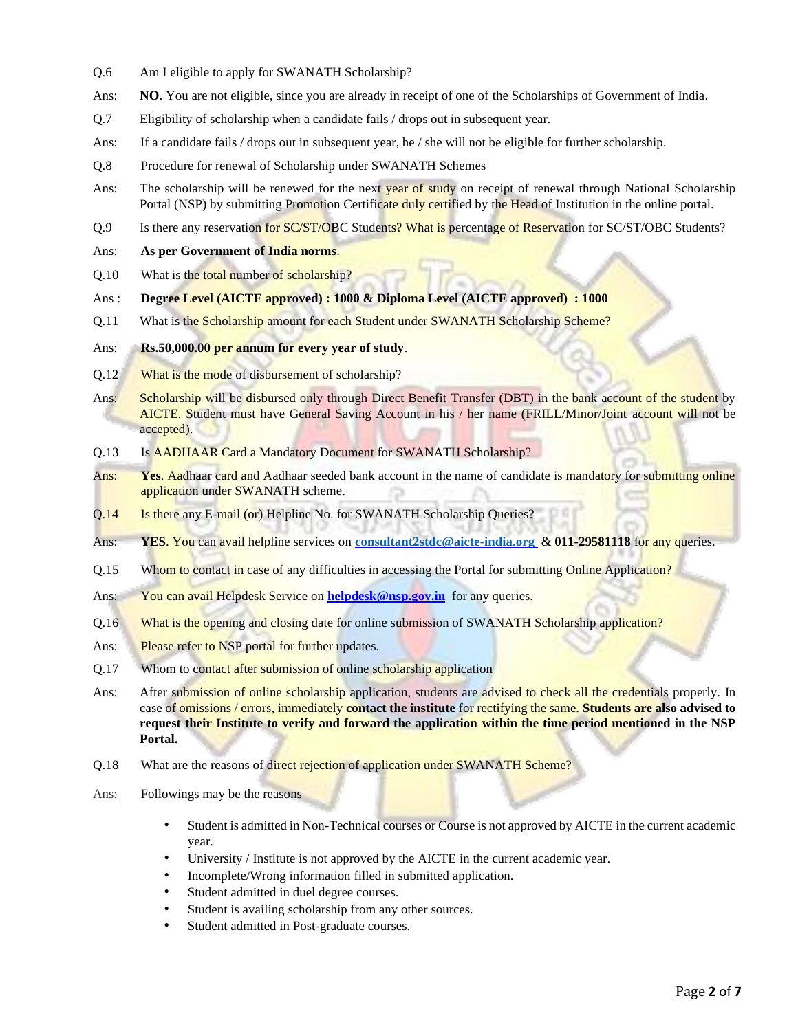Q.6 Am I eligible to apply for SWANATH Scholarship?

Ans: **NO**. You are not eligible, since you are already in receipt of one of the Scholarships of Government of India.

Q.7 Eligibility of scholarship when a candidate fails / drops out in subsequent year.

Ans: If a candidate fails / drops out in subsequent year, he / she will not be eligible for further scholarship.

Q.8 Procedure for renewal of Scholarship under SWANATH Schemes

Ans: The scholarship will be renewed for the next year of study on receipt of renewal through National Scholarship Portal (NSP) by submitting Promotion Certificate duly certified by the Head of Institution in the online portal.

Q.9 Is there any reservation for SC/ST/OBC Students? What is percentage of Reservation for SC/ST/OBC Students?

Ans: **As per Government of India norms**.

Q.10 What is the total number of scholarship?

Ans : **Degree Level (AICTE approved) : 1000 & Diploma Level (AICTE approved) : 1000**

Q.11 What is the Scholarship amount for each Student under SWANATH Scholarship Scheme?

Ans: **Rs.50,000.00 per annum for every year of study**.

Q.12 What is the mode of disbursement of scholarship?

Ans: Scholarship will be disbursed only through Direct Benefit Transfer (DBT) in the bank account of the student by AICTE. Student must have General Saving Account in his / her name (FRILL/Minor/Joint account will not be accepted).

Q.13 Is AADHAAR Card a Mandatory Document for SWANATH Scholarship?

Ans: **Yes**. Aadhaar card and Aadhaar seeded bank account in the name of candidate is mandatory for submitting online application under SWANATH scheme.

Q.14 Is there any E-mail (or) Helpline No. for SWANATH Scholarship Queries?

Ans: **YES**. You can avail helpline services on **consultant2stdc@aicte-india.org** & **011-29581118** for any queries.

Q.15 Whom to contact in case of any difficulties in accessing the Portal for submitting Online Application?

Ans: You can avail Helpdesk Service on **helpdesk@nsp.gov.in** for any queries.

Q.16 What is the opening and closing date for online submission of SWANATH Scholarship application?

Ans: Please refer to NSP portal for further updates.

Q.17 Whom to contact after submission of online scholarship application

Ans: After submission of online scholarship application, students are advised to check all the credentials properly. In case of omissions / errors, immediately **contact the institute** for rectifying the same. **Students are also advised to request their Institute to verify and forward the application within the time period mentioned in the NSP Portal.**

Q.18 What are the reasons of direct rejection of application under SWANATH Scheme?

Ans: Followings may be the reasons

- Student is admitted in Non-Technical courses or Course is not approved by AICTE in the current academic year.
- University / Institute is not approved by the AICTE in the current academic year.
- Incomplete/Wrong information filled in submitted application.
- Student admitted in duel degree courses.
- Student is availing scholarship from any other sources.
- Student admitted in Post-graduate courses.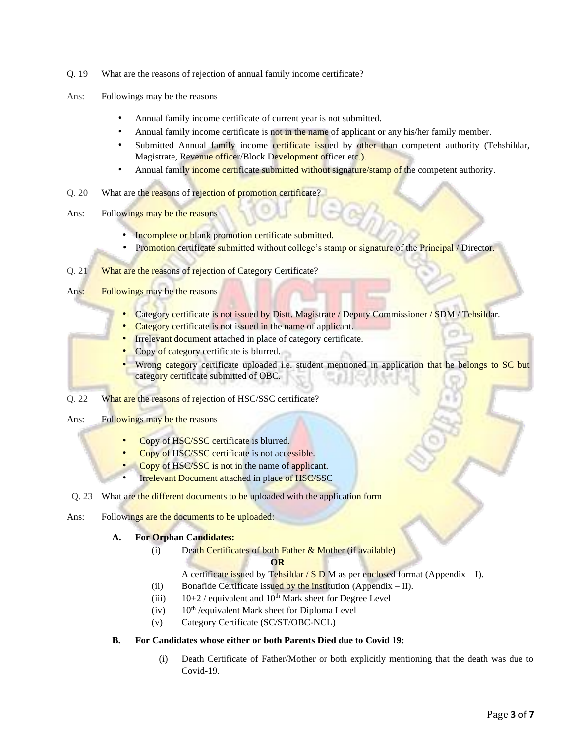Q. 19 What are the reasons of rejection of annual family income certificate?

Ans: Followings may be the reasons

- Annual family income certificate of current year is not submitted.
- Annual family income certificate is not in the name of applicant or any his/her family member.
- Submitted Annual family income certificate issued by other than competent authority (Tehshildar, Magistrate, Revenue officer/Block Development officer etc.).
- Annual family income certificate submitted without signature/stamp of the competent authority.

Q. 20 What are the reasons of rejection of promotion certificate?

Ans: Followings may be the reasons

- Incomplete or blank promotion certificate submitted.
- Promotion certificate submitted without college's stamp or signature of the Principal / Director.

Q. 21 What are the reasons of rejection of Category Certificate?

Ans: Followings may be the reasons

- Category certificate is not issued by Distt. Magistrate / Deputy Commissioner / SDM / Tehsildar.
- Category certificate is not issued in the name of applicant.
- Irrelevant document attached in place of category certificate.
- Copy of category certificate is blurred.
- Wrong category certificate uploaded i.e. student mentioned in application that he belongs to SC but category certificate submitted of OBC.

Q. 22 What are the reasons of rejection of HSC/SSC certificate?

Ans: Followings may be the reasons

- Copy of HSC/SSC certificate is blurred.
- Copy of HSC/SSC certificate is not accessible.
- Copy of HSC/SSC is not in the name of applicant.
- Irrelevant Document attached in place of HSC/SSC

Q. 23 What are the different documents to be uploaded with the application form

Ans: Followings are the documents to be uploaded:

**A. For Orphan Candidates:**

(i) Death Certificates of both Father & Mother (if available)

**OR**

A certificate issued by Tehsildar / S D M as per enclosed format (Appendix – I).

(ii) Bonafide Certificate issued by the institution (Appendix – II).

(iii) 10+2 / equivalent and 10th Mark sheet for Degree Level

(iv) 10th /equivalent Mark sheet for Diploma Level

(v) Category Certificate (SC/ST/OBC-NCL)

**B. For Candidates whose either or both Parents Died due to Covid 19:**

(i) Death Certificate of Father/Mother or both explicitly mentioning that the death was due to Covid-19.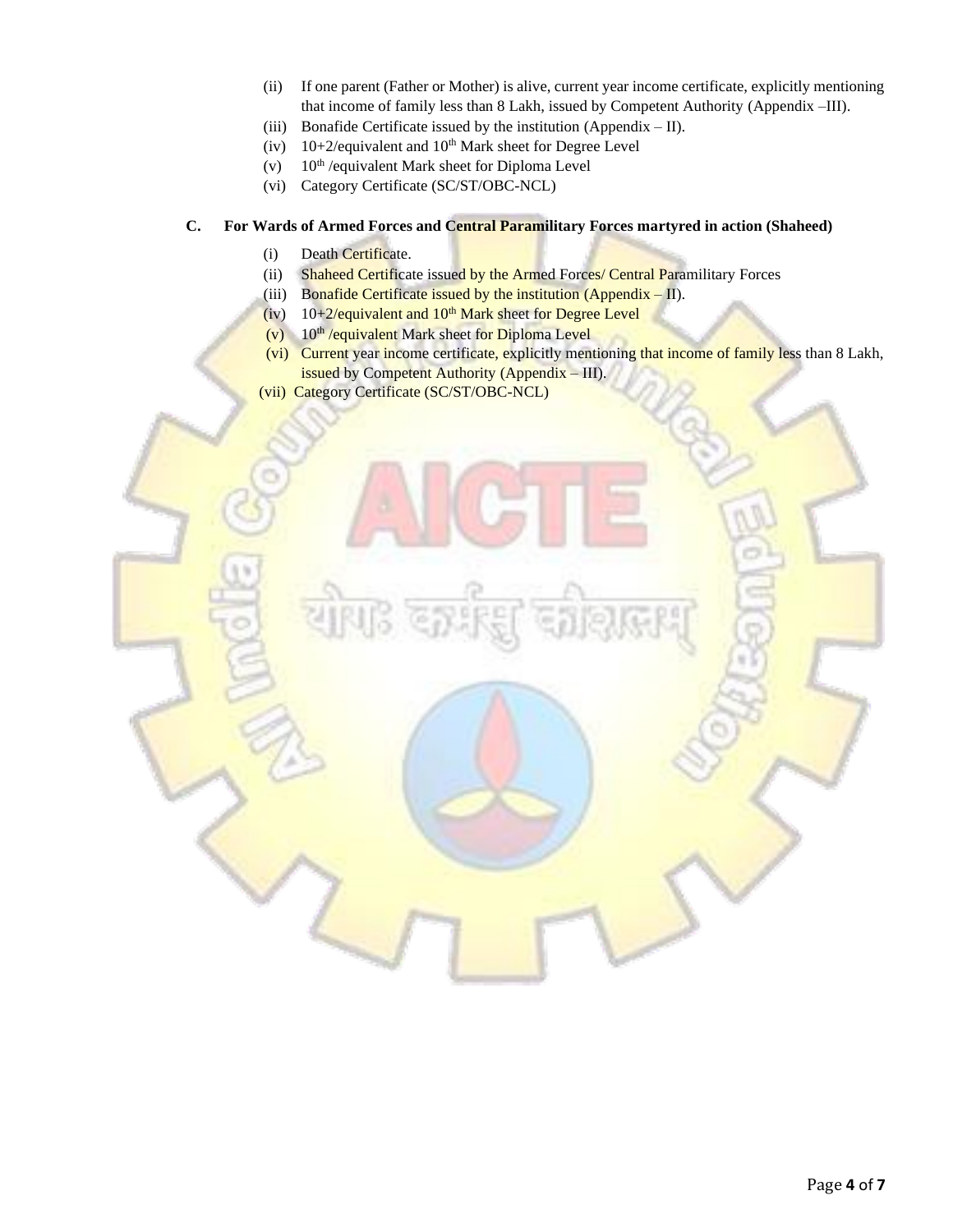(ii) If one parent (Father or Mother) is alive, current year income certificate, explicitly mentioning that income of family less than 8 Lakh, issued by Competent Authority (Appendix –III).

(iii) Bonafide Certificate issued by the institution (Appendix – II).

(iv) 10+2/equivalent and 10th Mark sheet for Degree Level

(v) 10th /equivalent Mark sheet for Diploma Level

(vi) Category Certificate (SC/ST/OBC-NCL)

**C. For Wards of Armed Forces and Central Paramilitary Forces martyred in action (Shaheed)**

(i) Death Certificate.

(ii) Shaheed Certificate issued by the Armed Forces/ Central Paramilitary Forces

(iii) Bonafide Certificate issued by the institution (Appendix – II).

(iv) 10+2/equivalent and 10th Mark sheet for Degree Level

(v) 10th /equivalent Mark sheet for Diploma Level

(vi) Current year income certificate, explicitly mentioning that income of family less than 8 Lakh, issued by Competent Authority (Appendix – III).

(vii) Category Certificate (SC/ST/OBC-NCL)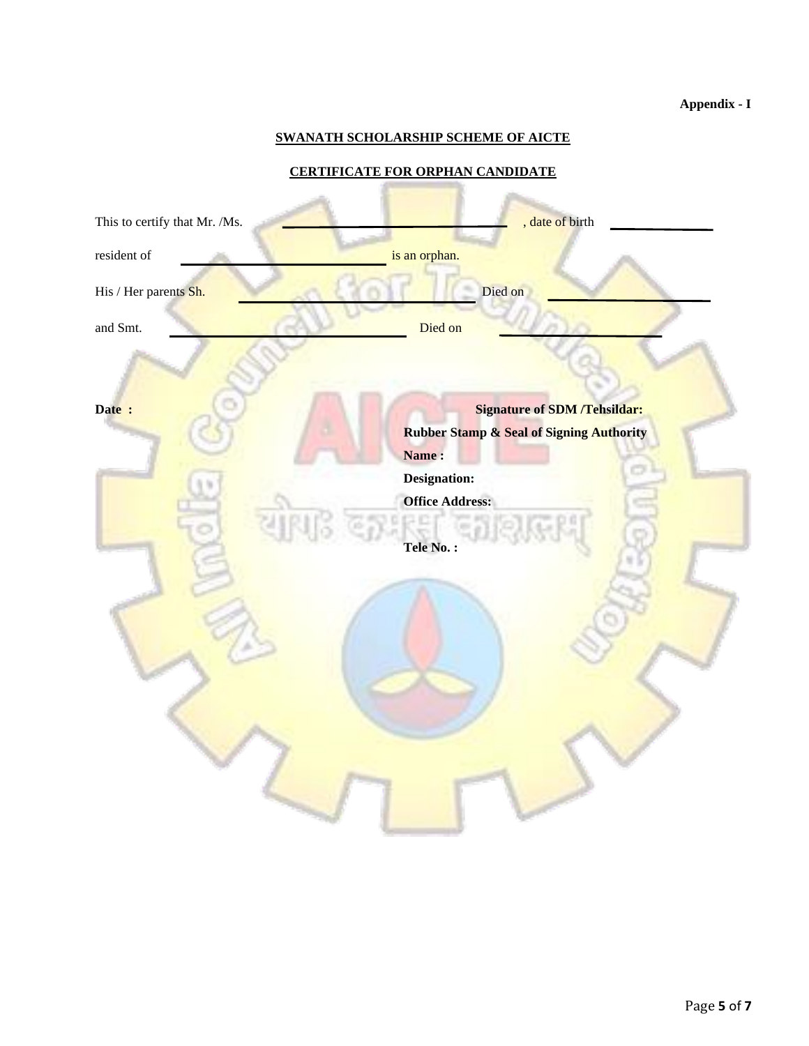**Appendix - I**

**SWANATH SCHOLARSHIP SCHEME OF AICTE**

**CERTIFICATE FOR ORPHAN CANDIDATE**

This to certify that Mr. /Ms. \_\_\_\_\_\_\_\_\_\_\_\_\_\_\_\_\_\_\_\_\_\_\_\_\_\_\_\_\_\_ , date of birth \_\_\_\_\_\_\_\_\_\_\_\_\_\_

resident of \_\_\_\_\_\_\_\_\_\_\_\_\_\_\_\_\_\_\_\_\_\_\_\_\_\_\_\_ is an orphan.

His / Her parents Sh. \_\_\_\_\_\_\_\_\_\_\_\_\_\_\_\_\_\_\_\_\_\_\_\_\_\_\_\_\_\_\_\_ Died on \_\_\_\_\_\_\_\_\_\_\_\_\_\_\_\_\_\_\_

and Smt. \_\_\_\_\_\_\_\_\_\_\_\_\_\_\_\_\_\_\_\_\_\_\_\_\_\_\_\_\_\_\_\_ Died on \_\_\_\_\_\_\_\_\_\_\_\_\_\_\_\_\_\_\_

**Date :**

**Signature of SDM /Tehsildar:**

**Rubber Stamp & Seal of Signing Authority**

**Name :**

**Designation:**

**Office Address:**

**Tele No. :**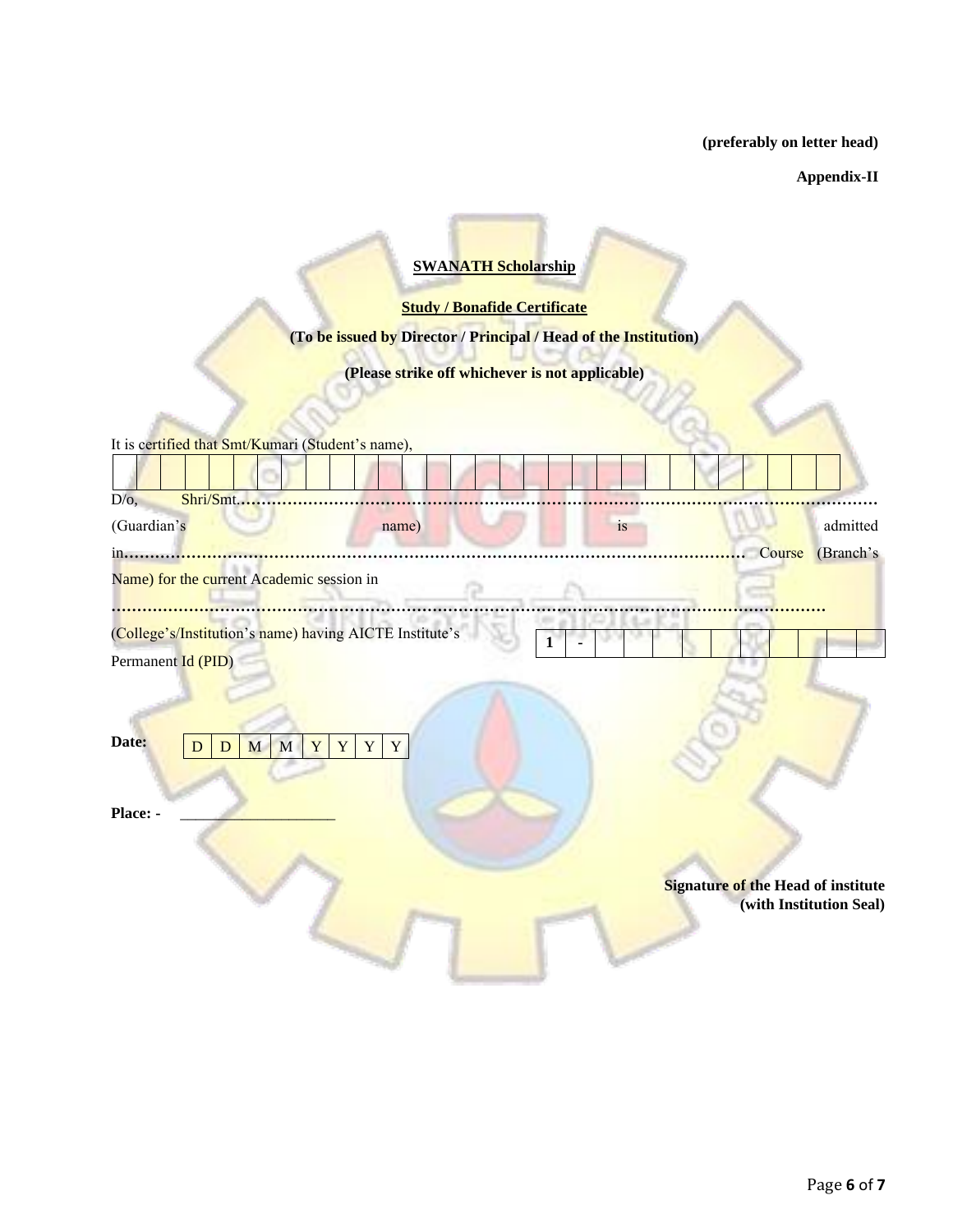**(preferably on letter head)**

**Appendix-II**

**SWANATH Scholarship**

**Study / Bonafide Certificate**

**(To be issued by Director / Principal / Head of the Institution)**

**(Please strike off whichever is not applicable)**

It is certified that Smt/Kumari (Student's name),

| | | | | | | | | | | | | | | | | | | | | | | | | | | | | | |
|---|---|---|---|---|---|---|---|---|---|---|---|---|---|---|---|---|---|---|---|---|---|---|---|---|---|---|---|---|---|

D/o, Shri/Smt………………………………………………………………………………………………………… (Guardian's name) is admitted in………………………………………………………………………………………………… Course (Branch's Name) for the current Academic session in

…………………………………………………………………………………………………………………………

(College's/Institution's name) having AICTE Institute's Permanent Id (PID)

| **1** | - | | | | | | | | | | |
|---|---|---|---|---|---|---|---|---|---|---|---|

**Date:**

| D | D | M | M | Y | Y | Y | Y |
|---|---|---|---|---|---|---|---|

**Place: -** ____________________

**Signature of the Head of institute**
**(with Institution Seal)**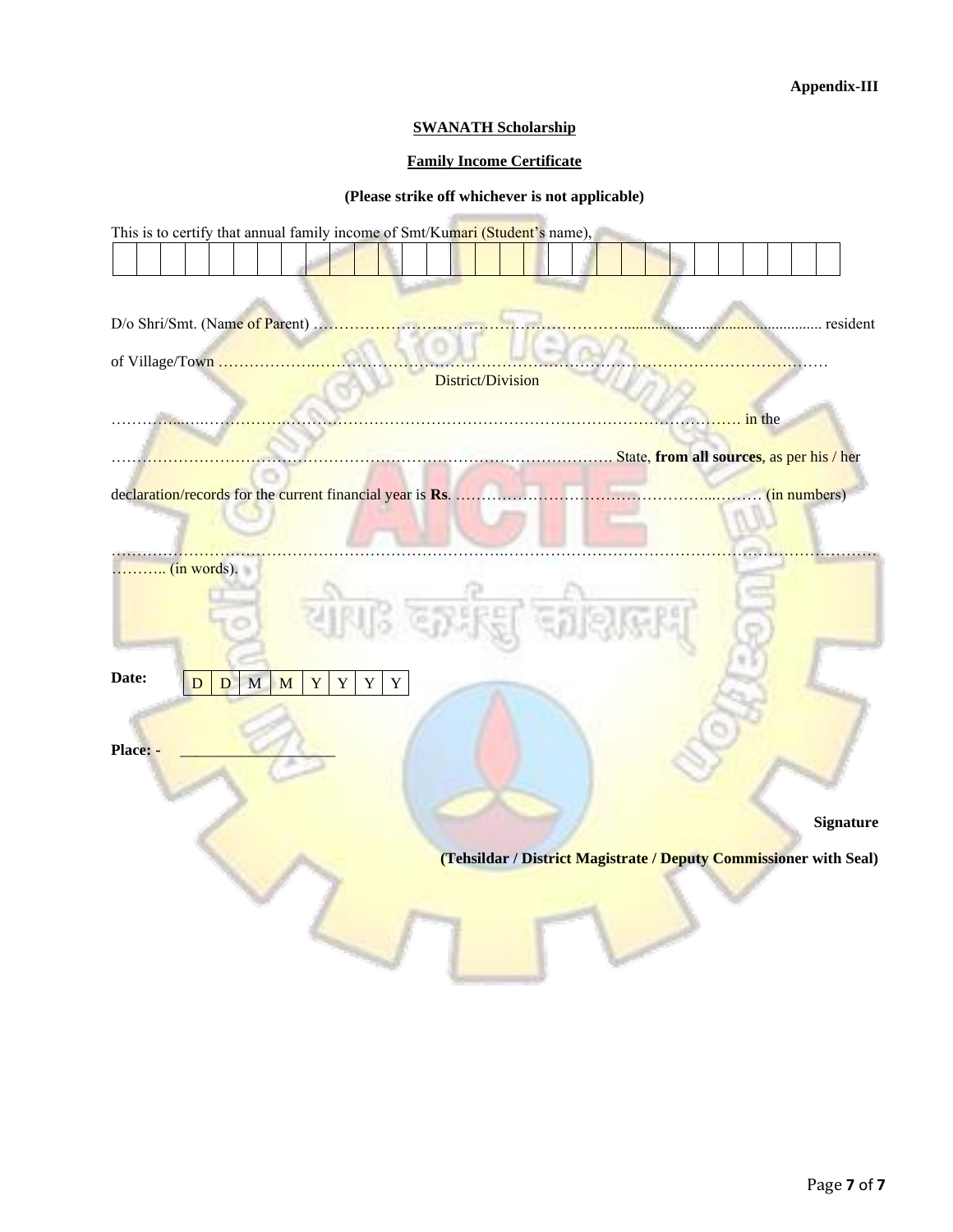**Appendix-III**

**SWANATH Scholarship**

**Family Income Certificate**

**(Please strike off whichever is not applicable)**

This is to certify that annual family income of Smt/Kumari (Student's name),

| | | | | | | | | | | | | | | | | | | | | | | | | | | | | | |
|---|---|---|---|---|---|---|---|---|---|---|---|---|---|---|---|---|---|---|---|---|---|---|---|---|---|---|---|---|---|
| | | | | | | | | | | | | | | | | | | | | | | | | | | | | | |

D/o Shri/Smt. (Name of Parent) ………………………………………………………................................................ resident

of Village/Town ……………………………………………………………………………………………………
District/Division

……………………………………………………………………………………………………………. in the

……………………………………………………………………………………. State, **from all sources**, as per his / her

declaration/records for the current financial year is **Rs**. ……………………………………………...……… (in numbers)

……………………………………………………………………………………………………………………………………… (in words).

**Date:** | D | D | M | M | Y | Y | Y | Y |

**Place: -** ____________________

**Signature**

**(Tehsildar / District Magistrate / Deputy Commissioner with Seal)**